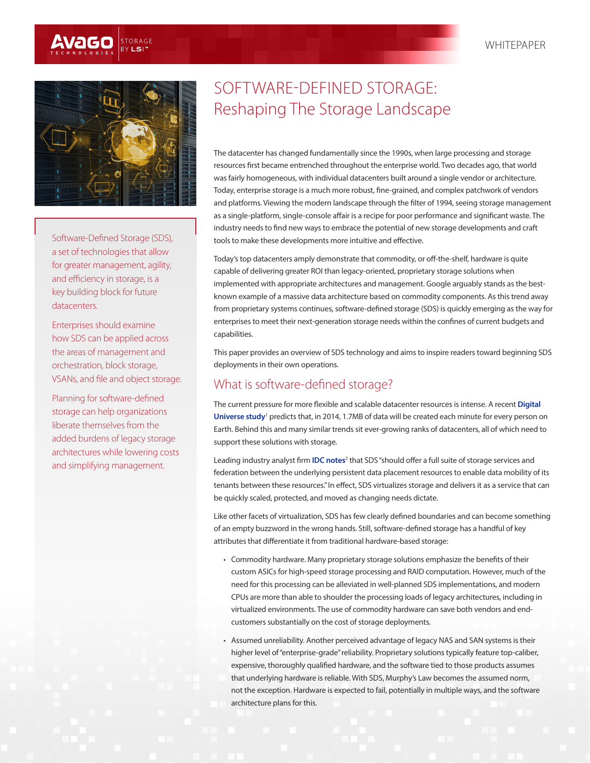WHITEPAPER

# SOFTWARE-DEFINED STORAGE: Reshaping The Storage Landscape

Software-Defined Storage (SDS), a set of technologies that allow for greater management, agility, and efficiency in storage, is a key building block for future datacenters.

Enterprises should examine how SDS can be applied across the areas of management and orchestration, block storage, VSANs, and file and object storage.

Planning for software-defined storage can help organizations liberate themselves from the added burdens of legacy storage architectures while lowering costs and simplifying management.

The datacenter has changed fundamentally since the 1990s, when large processing and storage resources first became entrenched throughout the enterprise world. Two decades ago, that world was fairly homogeneous, with individual datacenters built around a single vendor or architecture. Today, enterprise storage is a much more robust, fine-grained, and complex patchwork of vendors and platforms. Viewing the modern landscape through the filter of 1994, seeing storage management as a single-platform, single-console affair is a recipe for poor performance and significant waste. The industry needs to find new ways to embrace the potential of new storage developments and craft tools to make these developments more intuitive and effective.

Today's top datacenters amply demonstrate that commodity, or off-the-shelf, hardware is quite capable of delivering greater ROI than legacy-oriented, proprietary storage solutions when implemented with appropriate architectures and management. Google arguably stands as the best-known example of a massive data architecture based on commodity components. As this trend away from proprietary systems continues, software-defined storage (SDS) is quickly emerging as the way for enterprises to meet their next-generation storage needs within the confines of current budgets and capabilities.

This paper provides an overview of SDS technology and aims to inspire readers toward beginning SDS deployments in their own operations.

## What is software-defined storage?

The current pressure for more flexible and scalable datacenter resources is intense. A recent **Digital Universe study**[1] predicts that, in 2014, 1.7MB of data will be created each minute for every person on Earth. Behind this and many similar trends sit ever-growing ranks of datacenters, all of which need to support these solutions with storage.

Leading industry analyst firm **IDC notes**[2] that SDS "should offer a full suite of storage services and federation between the underlying persistent data placement resources to enable data mobility of its tenants between these resources." In effect, SDS virtualizes storage and delivers it as a service that can be quickly scaled, protected, and moved as changing needs dictate.

Like other facets of virtualization, SDS has few clearly defined boundaries and can become something of an empty buzzword in the wrong hands. Still, software-defined storage has a handful of key attributes that differentiate it from traditional hardware-based storage:

- Commodity hardware. Many proprietary storage solutions emphasize the benefits of their custom ASICs for high-speed storage processing and RAID computation. However, much of the need for this processing can be alleviated in well-planned SDS implementations, and modern CPUs are more than able to shoulder the processing loads of legacy architectures, including in virtualized environments. The use of commodity hardware can save both vendors and end-customers substantially on the cost of storage deployments.
- Assumed unreliability. Another perceived advantage of legacy NAS and SAN systems is their higher level of "enterprise-grade" reliability. Proprietary solutions typically feature top-caliber, expensive, thoroughly qualified hardware, and the software tied to those products assumes that underlying hardware is reliable. With SDS, Murphy's Law becomes the assumed norm, not the exception. Hardware is expected to fail, potentially in multiple ways, and the software architecture plans for this.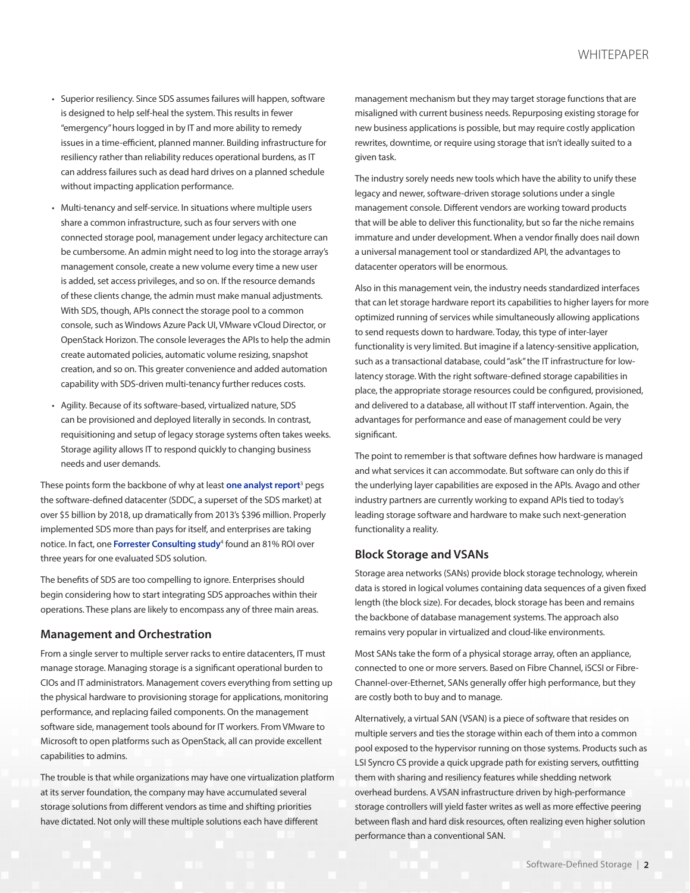- Superior resiliency. Since SDS assumes failures will happen, software is designed to help self-heal the system. This results in fewer "emergency" hours logged in by IT and more ability to remedy issues in a time-efficient, planned manner. Building infrastructure for resiliency rather than reliability reduces operational burdens, as IT can address failures such as dead hard drives on a planned schedule without impacting application performance.
- Multi-tenancy and self-service. In situations where multiple users share a common infrastructure, such as four servers with one connected storage pool, management under legacy architecture can be cumbersome. An admin might need to log into the storage array's management console, create a new volume every time a new user is added, set access privileges, and so on. If the resource demands of these clients change, the admin must make manual adjustments. With SDS, though, APIs connect the storage pool to a common console, such as Windows Azure Pack UI, VMware vCloud Director, or OpenStack Horizon. The console leverages the APIs to help the admin create automated policies, automatic volume resizing, snapshot creation, and so on. This greater convenience and added automation capability with SDS-driven multi-tenancy further reduces costs.
- Agility. Because of its software-based, virtualized nature, SDS can be provisioned and deployed literally in seconds. In contrast, requisitioning and setup of legacy storage systems often takes weeks. Storage agility allows IT to respond quickly to changing business needs and user demands.

These points form the backbone of why at least **one analyst report**[3] pegs the software-defined datacenter (SDDC, a superset of the SDS market) at over $5 billion by 2018, up dramatically from 2013's $396 million. Properly implemented SDS more than pays for itself, and enterprises are taking notice. In fact, one **Forrester Consulting study**[4] found an 81% ROI over three years for one evaluated SDS solution.

The benefits of SDS are too compelling to ignore. Enterprises should begin considering how to start integrating SDS approaches within their operations. These plans are likely to encompass any of three main areas.

## Management and Orchestration

From a single server to multiple server racks to entire datacenters, IT must manage storage. Managing storage is a significant operational burden to CIOs and IT administrators. Management covers everything from setting up the physical hardware to provisioning storage for applications, monitoring performance, and replacing failed components. On the management software side, management tools abound for IT workers. From VMware to Microsoft to open platforms such as OpenStack, all can provide excellent capabilities to admins.

The trouble is that while organizations may have one virtualization platform at its server foundation, the company may have accumulated several storage solutions from different vendors as time and shifting priorities have dictated. Not only will these multiple solutions each have different management mechanism but they may target storage functions that are misaligned with current business needs. Repurposing existing storage for new business applications is possible, but may require costly application rewrites, downtime, or require using storage that isn't ideally suited to a given task.

The industry sorely needs new tools which have the ability to unify these legacy and newer, software-driven storage solutions under a single management console. Different vendors are working toward products that will be able to deliver this functionality, but so far the niche remains immature and under development. When a vendor finally does nail down a universal management tool or standardized API, the advantages to datacenter operators will be enormous.

Also in this management vein, the industry needs standardized interfaces that can let storage hardware report its capabilities to higher layers for more optimized running of services while simultaneously allowing applications to send requests down to hardware. Today, this type of inter-layer functionality is very limited. But imagine if a latency-sensitive application, such as a transactional database, could "ask" the IT infrastructure for low-latency storage. With the right software-defined storage capabilities in place, the appropriate storage resources could be configured, provisioned, and delivered to a database, all without IT staff intervention. Again, the advantages for performance and ease of management could be very significant.

The point to remember is that software defines how hardware is managed and what services it can accommodate. But software can only do this if the underlying layer capabilities are exposed in the APIs. Avago and other industry partners are currently working to expand APIs tied to today's leading storage software and hardware to make such next-generation functionality a reality.

## Block Storage and VSANs

Storage area networks (SANs) provide block storage technology, wherein data is stored in logical volumes containing data sequences of a given fixed length (the block size). For decades, block storage has been and remains the backbone of database management systems. The approach also remains very popular in virtualized and cloud-like environments.

Most SANs take the form of a physical storage array, often an appliance, connected to one or more servers. Based on Fibre Channel, iSCSI or Fibre-Channel-over-Ethernet, SANs generally offer high performance, but they are costly both to buy and to manage.

Alternatively, a virtual SAN (VSAN) is a piece of software that resides on multiple servers and ties the storage within each of them into a common pool exposed to the hypervisor running on those systems. Products such as LSI Syncro CS provide a quick upgrade path for existing servers, outfitting them with sharing and resiliency features while shedding network overhead burdens. A VSAN infrastructure driven by high-performance storage controllers will yield faster writes as well as more effective peering between flash and hard disk resources, often realizing even higher solution performance than a conventional SAN.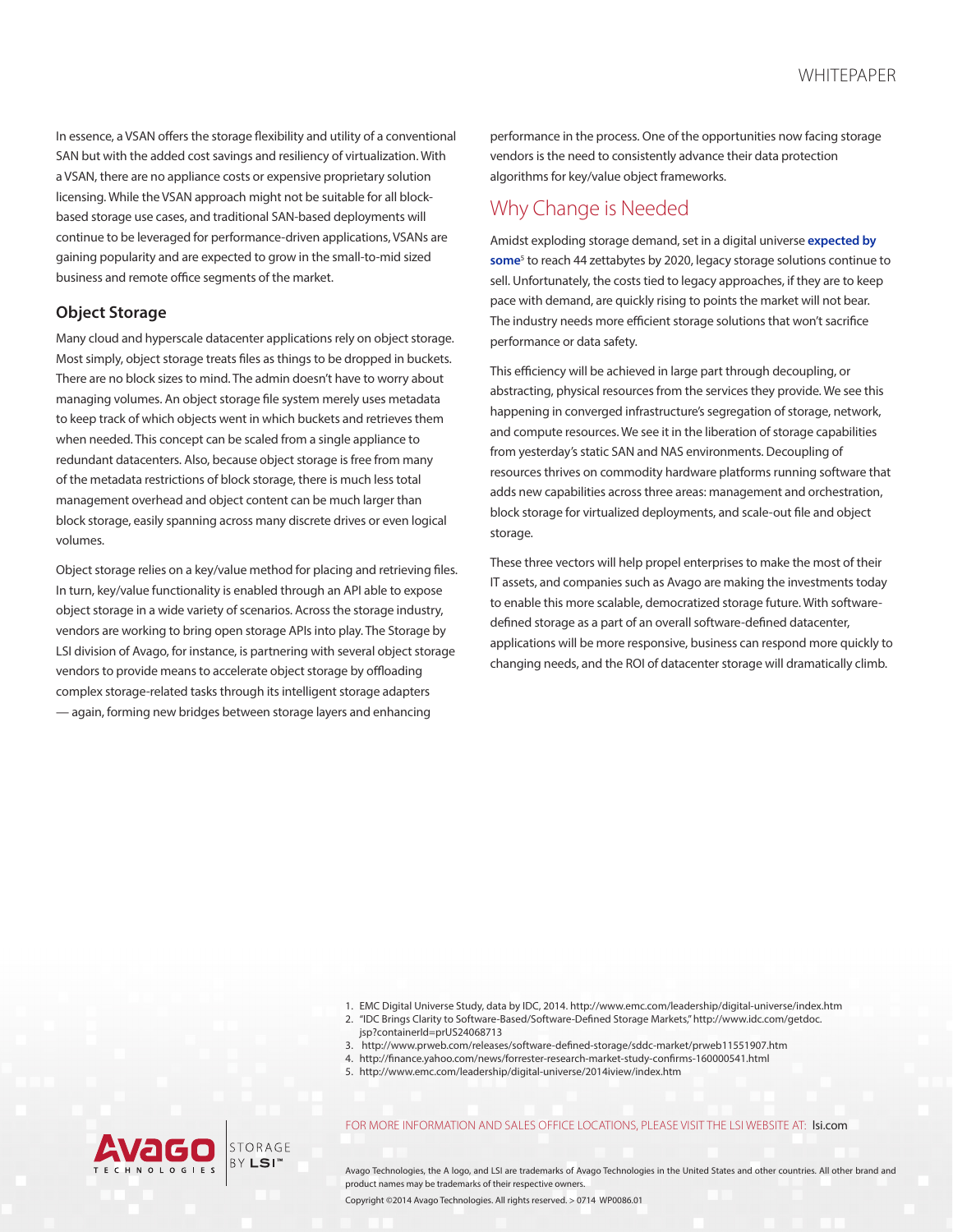In essence, a VSAN offers the storage flexibility and utility of a conventional SAN but with the added cost savings and resiliency of virtualization. With a VSAN, there are no appliance costs or expensive proprietary solution licensing. While the VSAN approach might not be suitable for all block-based storage use cases, and traditional SAN-based deployments will continue to be leveraged for performance-driven applications, VSANs are gaining popularity and are expected to grow in the small-to-mid sized business and remote office segments of the market.

### Object Storage

Many cloud and hyperscale datacenter applications rely on object storage. Most simply, object storage treats files as things to be dropped in buckets. There are no block sizes to mind. The admin doesn't have to worry about managing volumes. An object storage file system merely uses metadata to keep track of which objects went in which buckets and retrieves them when needed. This concept can be scaled from a single appliance to redundant datacenters. Also, because object storage is free from many of the metadata restrictions of block storage, there is much less total management overhead and object content can be much larger than block storage, easily spanning across many discrete drives or even logical volumes.

Object storage relies on a key/value method for placing and retrieving files. In turn, key/value functionality is enabled through an API able to expose object storage in a wide variety of scenarios. Across the storage industry, vendors are working to bring open storage APIs into play. The Storage by LSI division of Avago, for instance, is partnering with several object storage vendors to provide means to accelerate object storage by offloading complex storage-related tasks through its intelligent storage adapters — again, forming new bridges between storage layers and enhancing performance in the process. One of the opportunities now facing storage vendors is the need to consistently advance their data protection algorithms for key/value object frameworks.

## Why Change is Needed

Amidst exploding storage demand, set in a digital universe **expected by some**[5] to reach 44 zettabytes by 2020, legacy storage solutions continue to sell. Unfortunately, the costs tied to legacy approaches, if they are to keep pace with demand, are quickly rising to points the market will not bear. The industry needs more efficient storage solutions that won't sacrifice performance or data safety.

This efficiency will be achieved in large part through decoupling, or abstracting, physical resources from the services they provide. We see this happening in converged infrastructure's segregation of storage, network, and compute resources. We see it in the liberation of storage capabilities from yesterday's static SAN and NAS environments. Decoupling of resources thrives on commodity hardware platforms running software that adds new capabilities across three areas: management and orchestration, block storage for virtualized deployments, and scale-out file and object storage.

These three vectors will help propel enterprises to make the most of their IT assets, and companies such as Avago are making the investments today to enable this more scalable, democratized storage future. With software-defined storage as a part of an overall software-defined datacenter, applications will be more responsive, business can respond more quickly to changing needs, and the ROI of datacenter storage will dramatically climb.

1. EMC Digital Universe Study, data by IDC, 2014. http://www.emc.com/leadership/digital-universe/index.htm
2. "IDC Brings Clarity to Software-Based/Software-Defined Storage Markets," http://www.idc.com/getdoc.jsp?containerId=prUS24068713
3. http://www.prweb.com/releases/software-defined-storage/sddc-market/prweb11551907.htm
4. http://finance.yahoo.com/news/forrester-research-market-study-confirms-160000541.html
5. http://www.emc.com/leadership/digital-universe/2014iview/index.htm

FOR MORE INFORMATION AND SALES OFFICE LOCATIONS, PLEASE VISIT THE LSI WEBSITE AT: lsi.com

Avago Technologies, the A logo, and LSI are trademarks of Avago Technologies in the United States and other countries. All other brand and product names may be trademarks of their respective owners.

Copyright ©2014 Avago Technologies. All rights reserved. > 0714 WP0086.01